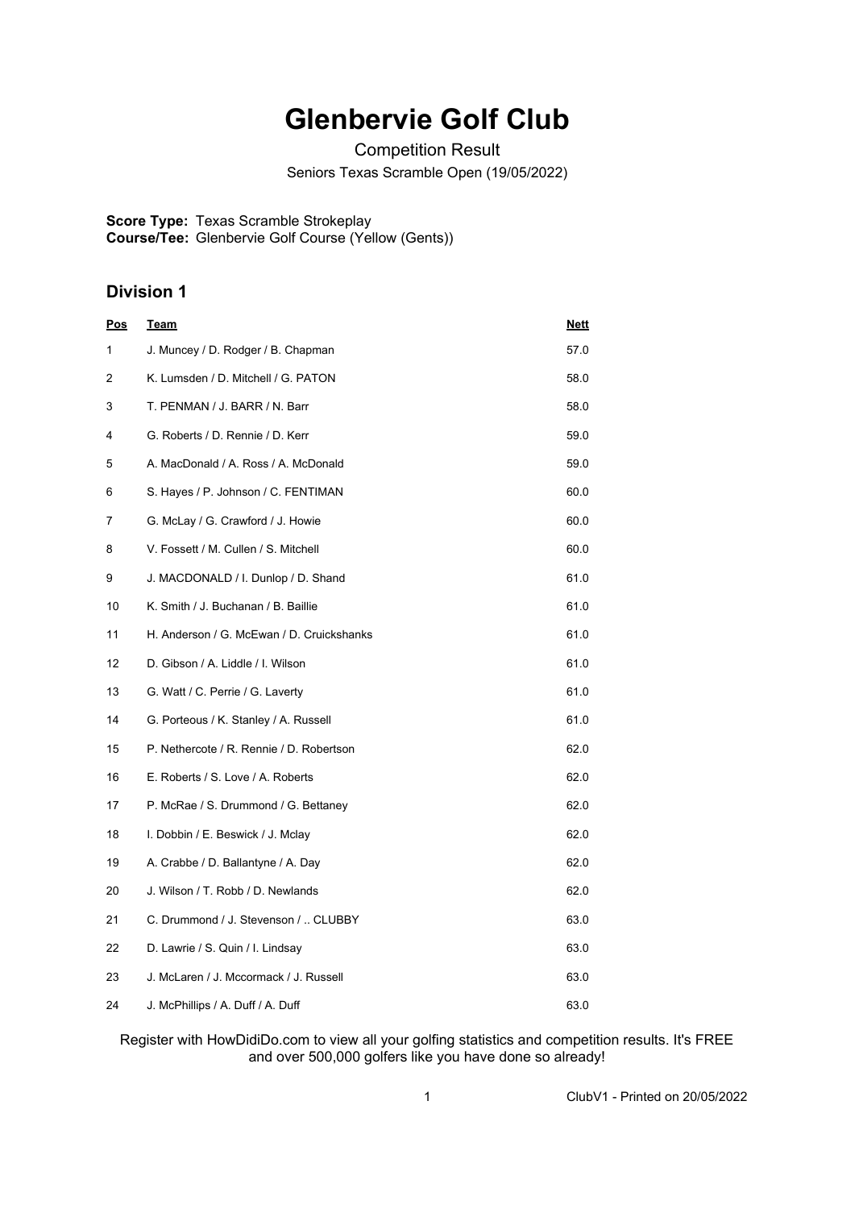# Glenbervie Golf Club

Competition Result

Seniors Texas Scramble Open (19/05/2022)

**Score Type:** Texas Scramble Strokeplay
**Course/Tee:** Glenbervie Golf Course (Yellow (Gents))

## Division 1

| Pos | Team | Nett |
|---|---|---|
| 1 | J. Muncey / D. Rodger / B. Chapman | 57.0 |
| 2 | K. Lumsden / D. Mitchell / G. PATON | 58.0 |
| 3 | T. PENMAN / J. BARR / N. Barr | 58.0 |
| 4 | G. Roberts / D. Rennie / D. Kerr | 59.0 |
| 5 | A. MacDonald / A. Ross / A. McDonald | 59.0 |
| 6 | S. Hayes / P. Johnson / C. FENTIMAN | 60.0 |
| 7 | G. McLay / G. Crawford / J. Howie | 60.0 |
| 8 | V. Fossett / M. Cullen / S. Mitchell | 60.0 |
| 9 | J. MACDONALD / I. Dunlop / D. Shand | 61.0 |
| 10 | K. Smith / J. Buchanan / B. Baillie | 61.0 |
| 11 | H. Anderson / G. McEwan / D. Cruickshanks | 61.0 |
| 12 | D. Gibson / A. Liddle / I. Wilson | 61.0 |
| 13 | G. Watt / C. Perrie / G. Laverty | 61.0 |
| 14 | G. Porteous / K. Stanley / A. Russell | 61.0 |
| 15 | P. Nethercote / R. Rennie / D. Robertson | 62.0 |
| 16 | E. Roberts / S. Love / A. Roberts | 62.0 |
| 17 | P. McRae / S. Drummond / G. Bettaney | 62.0 |
| 18 | I. Dobbin / E. Beswick / J. Mclay | 62.0 |
| 19 | A. Crabbe / D. Ballantyne / A. Day | 62.0 |
| 20 | J. Wilson / T. Robb / D. Newlands | 62.0 |
| 21 | C. Drummond / J. Stevenson / .. CLUBBY | 63.0 |
| 22 | D. Lawrie / S. Quin / I. Lindsay | 63.0 |
| 23 | J. McLaren / J. Mccormack / J. Russell | 63.0 |
| 24 | J. McPhillips / A. Duff / A. Duff | 63.0 |

Register with HowDidiDo.com to view all your golfing statistics and competition results. It's FREE and over 500,000 golfers like you have done so already!

ClubV1 - Printed on 20/05/2022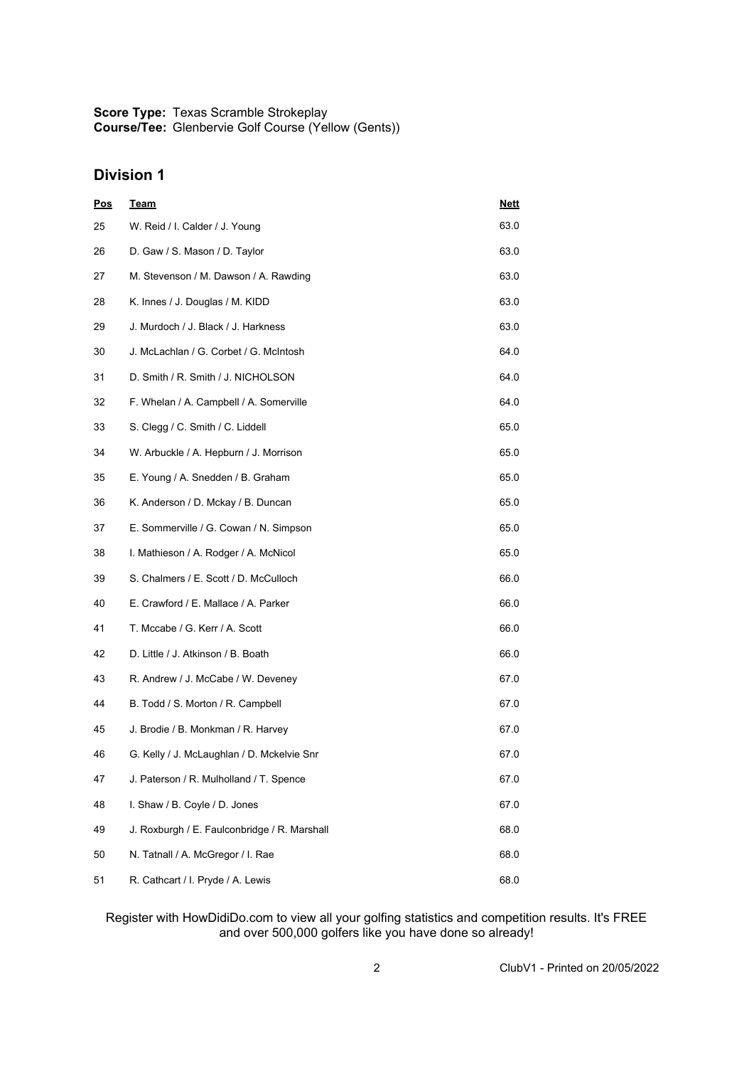**Score Type:** Texas Scramble Strokeplay
**Course/Tee:** Glenbervie Golf Course (Yellow (Gents))

## Division 1

| Pos | Team | Nett |
|---|---|---|
| 25 | W. Reid / I. Calder / J. Young | 63.0 |
| 26 | D. Gaw / S. Mason / D. Taylor | 63.0 |
| 27 | M. Stevenson / M. Dawson / A. Rawding | 63.0 |
| 28 | K. Innes / J. Douglas / M. KIDD | 63.0 |
| 29 | J. Murdoch / J. Black / J. Harkness | 63.0 |
| 30 | J. McLachlan / G. Corbet / G. McIntosh | 64.0 |
| 31 | D. Smith / R. Smith / J. NICHOLSON | 64.0 |
| 32 | F. Whelan / A. Campbell / A. Somerville | 64.0 |
| 33 | S. Clegg / C. Smith / C. Liddell | 65.0 |
| 34 | W. Arbuckle / A. Hepburn / J. Morrison | 65.0 |
| 35 | E. Young / A. Snedden / B. Graham | 65.0 |
| 36 | K. Anderson / D. Mckay / B. Duncan | 65.0 |
| 37 | E. Sommerville / G. Cowan / N. Simpson | 65.0 |
| 38 | I. Mathieson / A. Rodger / A. McNicol | 65.0 |
| 39 | S. Chalmers / E. Scott / D. McCulloch | 66.0 |
| 40 | E. Crawford / E. Mallace / A. Parker | 66.0 |
| 41 | T. Mccabe / G. Kerr / A. Scott | 66.0 |
| 42 | D. Little / J. Atkinson / B. Boath | 66.0 |
| 43 | R. Andrew / J. McCabe / W. Deveney | 67.0 |
| 44 | B. Todd / S. Morton / R. Campbell | 67.0 |
| 45 | J. Brodie / B. Monkman / R. Harvey | 67.0 |
| 46 | G. Kelly / J. McLaughlan / D. Mckelvie Snr | 67.0 |
| 47 | J. Paterson / R. Mulholland / T. Spence | 67.0 |
| 48 | I. Shaw / B. Coyle / D. Jones | 67.0 |
| 49 | J. Roxburgh / E. Faulconbridge / R. Marshall | 68.0 |
| 50 | N. Tatnall / A. McGregor / I. Rae | 68.0 |
| 51 | R. Cathcart / I. Pryde / A. Lewis | 68.0 |

Register with HowDidiDo.com to view all your golfing statistics and competition results. It's FREE and over 500,000 golfers like you have done so already!

ClubV1 - Printed on 20/05/2022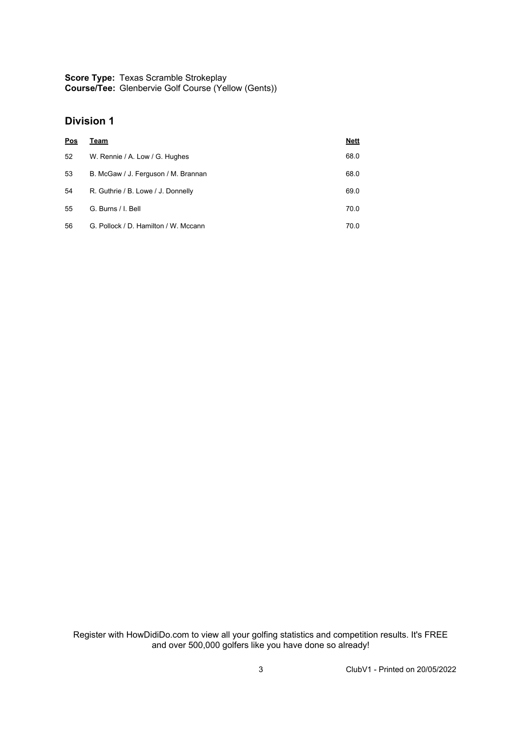**Score Type:** Texas Scramble Strokeplay
**Course/Tee:** Glenbervie Golf Course (Yellow (Gents))

## Division 1

| Pos | Team | Nett |
|---|---|---|
| 52 | W. Rennie / A. Low / G. Hughes | 68.0 |
| 53 | B. McGaw / J. Ferguson / M. Brannan | 68.0 |
| 54 | R. Guthrie / B. Lowe / J. Donnelly | 69.0 |
| 55 | G. Burns / I. Bell | 70.0 |
| 56 | G. Pollock / D. Hamilton / W. Mccann | 70.0 |

Register with HowDidiDo.com to view all your golfing statistics and competition results. It's FREE and over 500,000 golfers like you have done so already!

ClubV1 - Printed on 20/05/2022